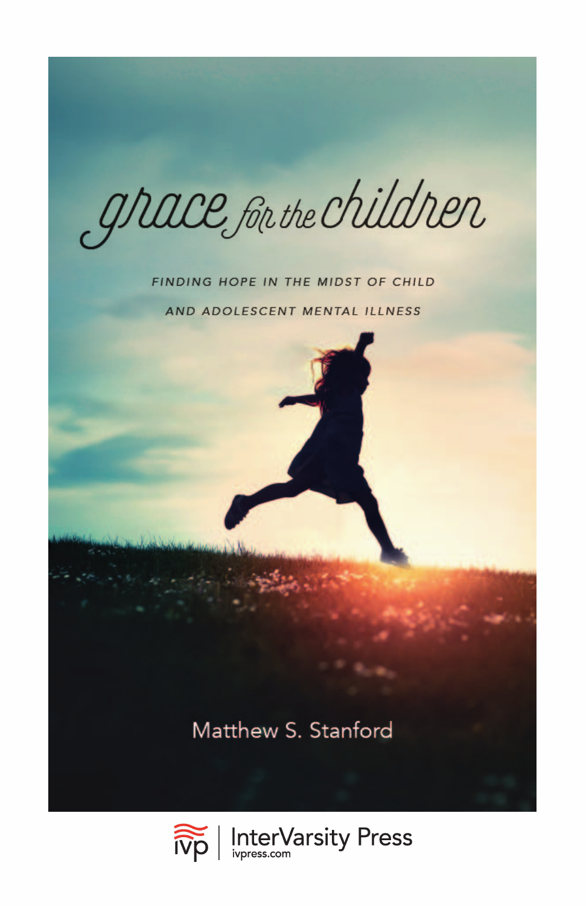# grace for the children

FINDING HOPE IN THE MIDST OF CHILD AND ADOLESCENT MENTAL ILLNESS

Matthew S. Stanford

ivp | InterVarsity Press
ivpress.com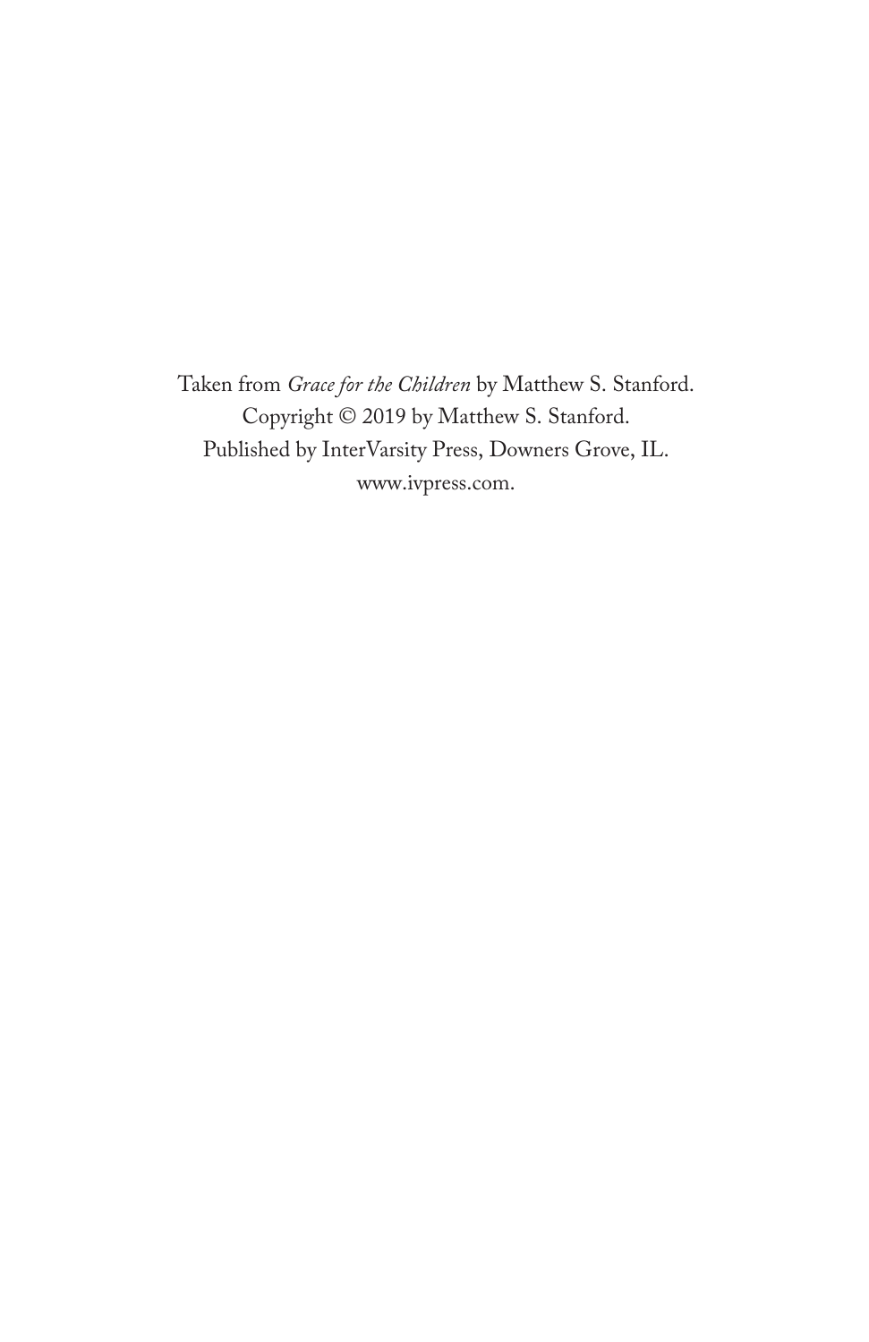Taken from *Grace for the Children* by Matthew S. Stanford.
Copyright © 2019 by Matthew S. Stanford.
Published by InterVarsity Press, Downers Grove, IL.
www.ivpress.com.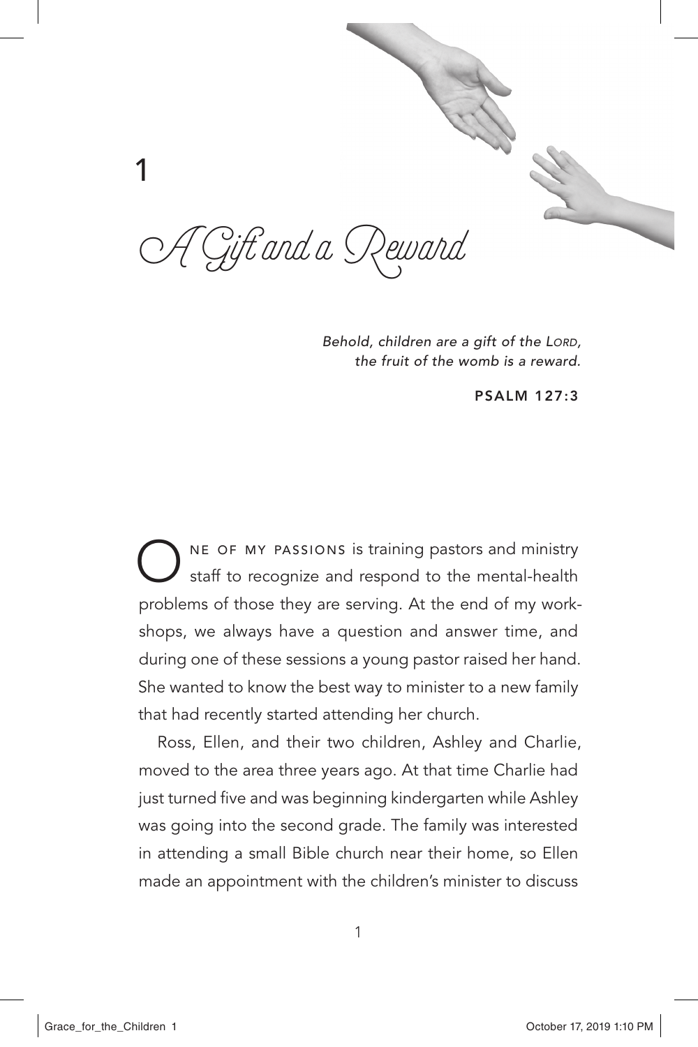# 1

# A Gift and a Reward

*Behold, children are a gift of the Lord,*
*the fruit of the womb is a reward.*

**PSALM 127:3**

One of my passions is training pastors and ministry staff to recognize and respond to the mental-health problems of those they are serving. At the end of my workshops, we always have a question and answer time, and during one of these sessions a young pastor raised her hand. She wanted to know the best way to minister to a new family that had recently started attending her church.

Ross, Ellen, and their two children, Ashley and Charlie, moved to the area three years ago. At that time Charlie had just turned five and was beginning kindergarten while Ashley was going into the second grade. The family was interested in attending a small Bible church near their home, so Ellen made an appointment with the children's minister to discuss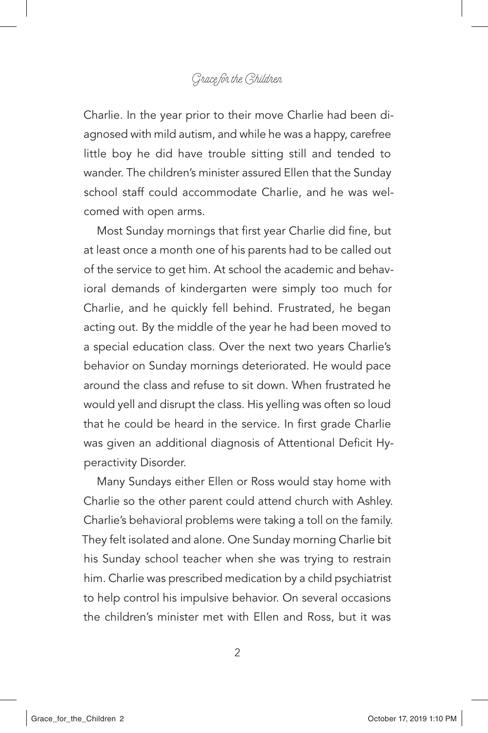Charlie. In the year prior to their move Charlie had been diagnosed with mild autism, and while he was a happy, carefree little boy he did have trouble sitting still and tended to wander. The children's minister assured Ellen that the Sunday school staff could accommodate Charlie, and he was welcomed with open arms.

Most Sunday mornings that first year Charlie did fine, but at least once a month one of his parents had to be called out of the service to get him. At school the academic and behavioral demands of kindergarten were simply too much for Charlie, and he quickly fell behind. Frustrated, he began acting out. By the middle of the year he had been moved to a special education class. Over the next two years Charlie's behavior on Sunday mornings deteriorated. He would pace around the class and refuse to sit down. When frustrated he would yell and disrupt the class. His yelling was often so loud that he could be heard in the service. In first grade Charlie was given an additional diagnosis of Attentional Deficit Hyperactivity Disorder.

Many Sundays either Ellen or Ross would stay home with Charlie so the other parent could attend church with Ashley. Charlie's behavioral problems were taking a toll on the family. They felt isolated and alone. One Sunday morning Charlie bit his Sunday school teacher when she was trying to restrain him. Charlie was prescribed medication by a child psychiatrist to help control his impulsive behavior. On several occasions the children's minister met with Ellen and Ross, but it was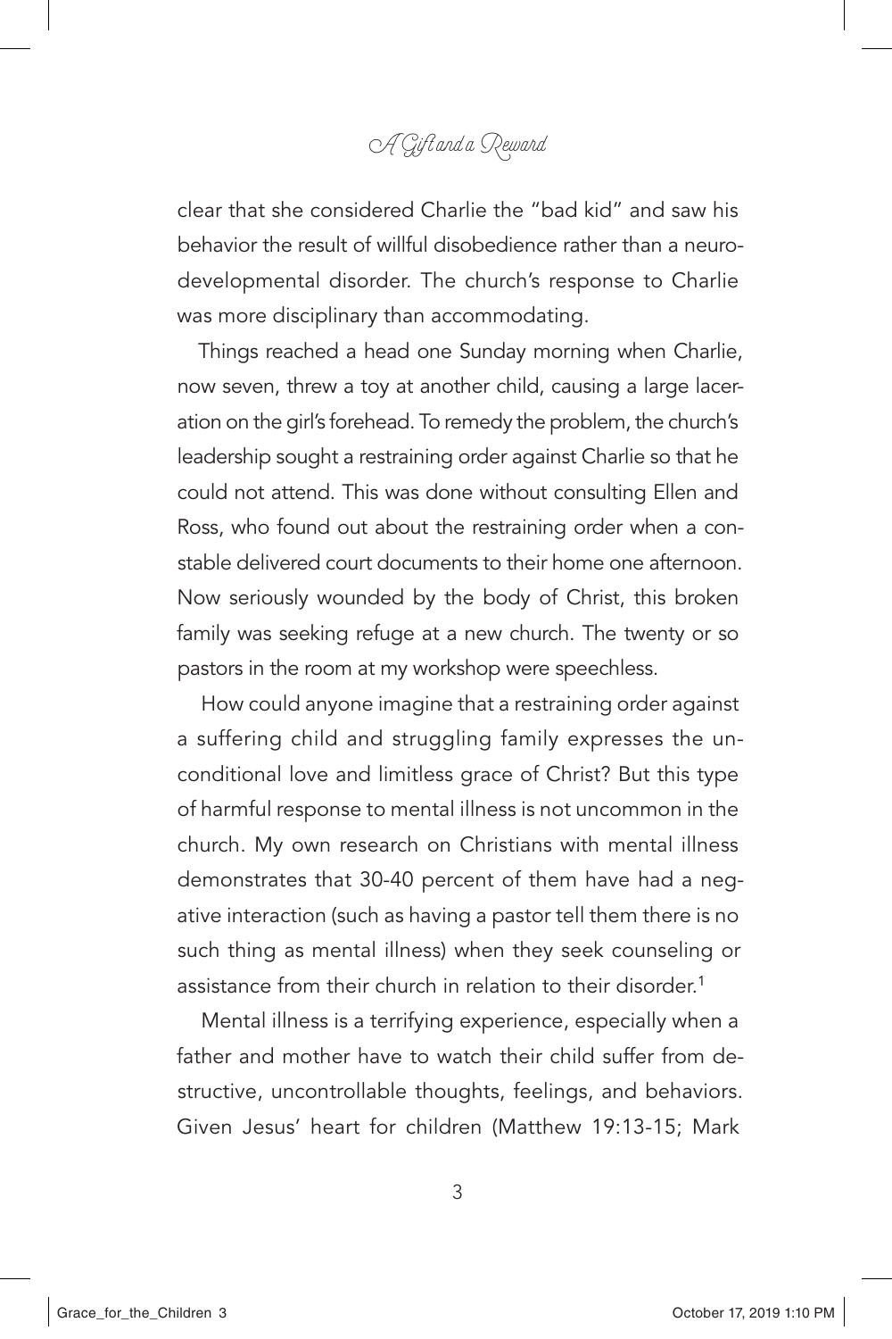clear that she considered Charlie the "bad kid" and saw his behavior the result of willful disobedience rather than a neurodevelopmental disorder. The church's response to Charlie was more disciplinary than accommodating.

Things reached a head one Sunday morning when Charlie, now seven, threw a toy at another child, causing a large laceration on the girl's forehead. To remedy the problem, the church's leadership sought a restraining order against Charlie so that he could not attend. This was done without consulting Ellen and Ross, who found out about the restraining order when a constable delivered court documents to their home one afternoon. Now seriously wounded by the body of Christ, this broken family was seeking refuge at a new church. The twenty or so pastors in the room at my workshop were speechless.

How could anyone imagine that a restraining order against a suffering child and struggling family expresses the unconditional love and limitless grace of Christ? But this type of harmful response to mental illness is not uncommon in the church. My own research on Christians with mental illness demonstrates that 30-40 percent of them have had a negative interaction (such as having a pastor tell them there is no such thing as mental illness) when they seek counseling or assistance from their church in relation to their disorder.[1]

Mental illness is a terrifying experience, especially when a father and mother have to watch their child suffer from destructive, uncontrollable thoughts, feelings, and behaviors. Given Jesus' heart for children (Matthew 19:13-15; Mark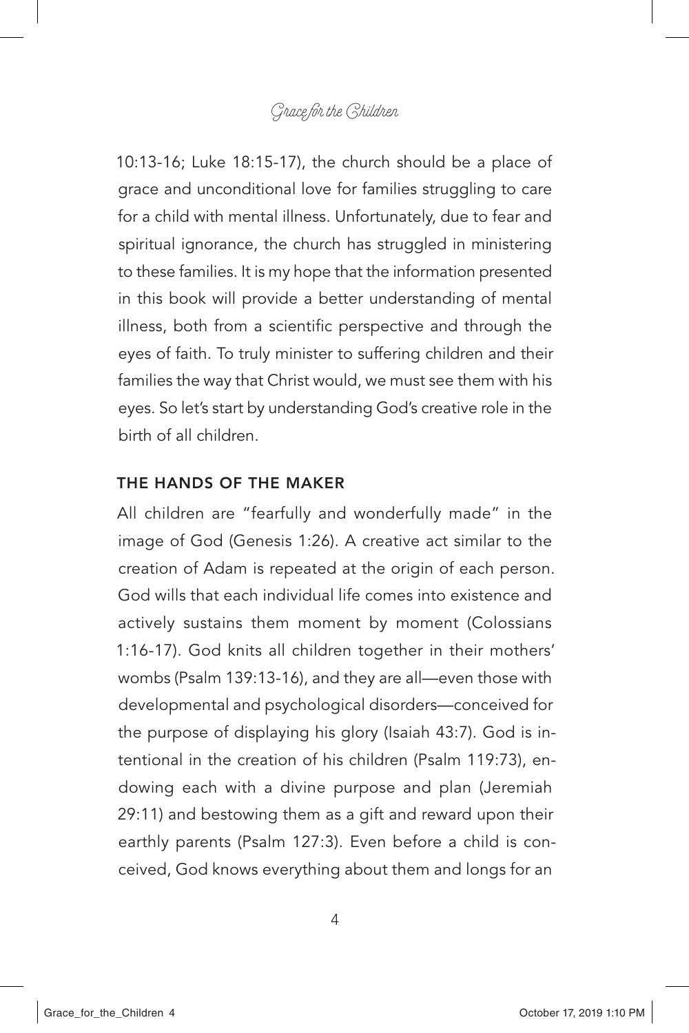10:13-16; Luke 18:15-17), the church should be a place of grace and unconditional love for families struggling to care for a child with mental illness. Unfortunately, due to fear and spiritual ignorance, the church has struggled in ministering to these families. It is my hope that the information presented in this book will provide a better understanding of mental illness, both from a scientific perspective and through the eyes of faith. To truly minister to suffering children and their families the way that Christ would, we must see them with his eyes. So let's start by understanding God's creative role in the birth of all children.

### THE HANDS OF THE MAKER

All children are "fearfully and wonderfully made" in the image of God (Genesis 1:26). A creative act similar to the creation of Adam is repeated at the origin of each person. God wills that each individual life comes into existence and actively sustains them moment by moment (Colossians 1:16-17). God knits all children together in their mothers' wombs (Psalm 139:13-16), and they are all—even those with developmental and psychological disorders—conceived for the purpose of displaying his glory (Isaiah 43:7). God is intentional in the creation of his children (Psalm 119:73), endowing each with a divine purpose and plan (Jeremiah 29:11) and bestowing them as a gift and reward upon their earthly parents (Psalm 127:3). Even before a child is conceived, God knows everything about them and longs for an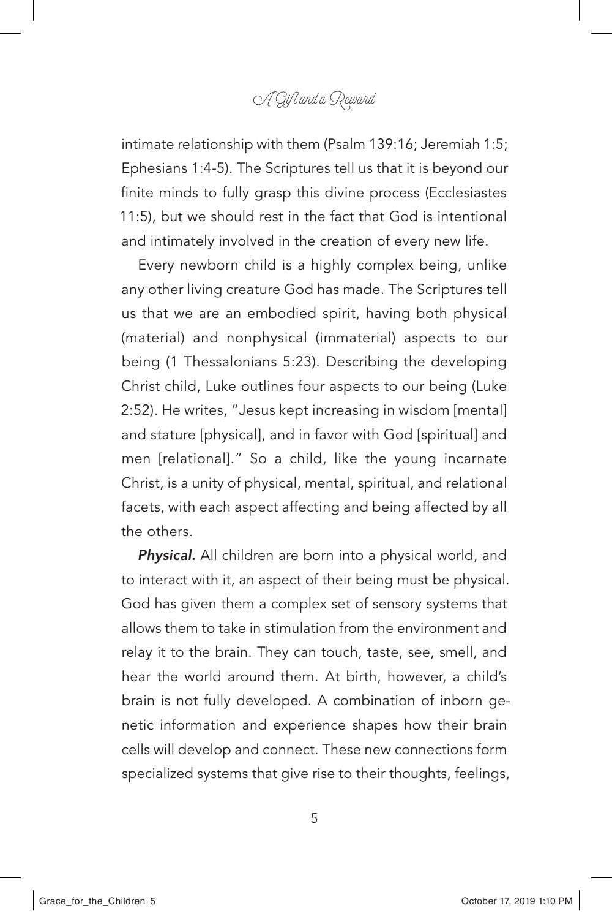intimate relationship with them (Psalm 139:16; Jeremiah 1:5; Ephesians 1:4-5). The Scriptures tell us that it is beyond our finite minds to fully grasp this divine process (Ecclesiastes 11:5), but we should rest in the fact that God is intentional and intimately involved in the creation of every new life.

Every newborn child is a highly complex being, unlike any other living creature God has made. The Scriptures tell us that we are an embodied spirit, having both physical (material) and nonphysical (immaterial) aspects to our being (1 Thessalonians 5:23). Describing the developing Christ child, Luke outlines four aspects to our being (Luke 2:52). He writes, "Jesus kept increasing in wisdom [mental] and stature [physical], and in favor with God [spiritual] and men [relational]." So a child, like the young incarnate Christ, is a unity of physical, mental, spiritual, and relational facets, with each aspect affecting and being affected by all the others.

***Physical.*** All children are born into a physical world, and to interact with it, an aspect of their being must be physical. God has given them a complex set of sensory systems that allows them to take in stimulation from the environment and relay it to the brain. They can touch, taste, see, smell, and hear the world around them. At birth, however, a child's brain is not fully developed. A combination of inborn genetic information and experience shapes how their brain cells will develop and connect. These new connections form specialized systems that give rise to their thoughts, feelings,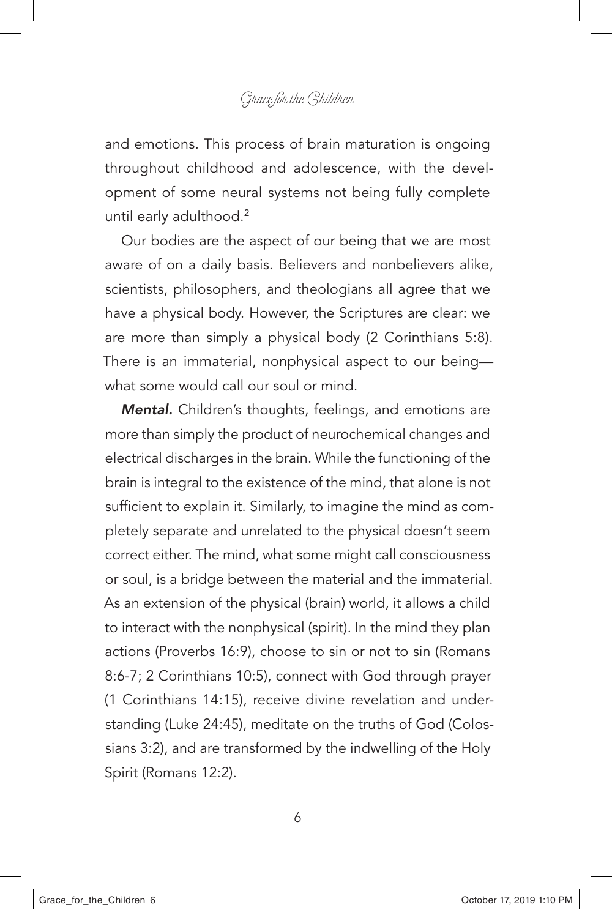and emotions. This process of brain maturation is ongoing throughout childhood and adolescence, with the development of some neural systems not being fully complete until early adulthood.[2]

Our bodies are the aspect of our being that we are most aware of on a daily basis. Believers and nonbelievers alike, scientists, philosophers, and theologians all agree that we have a physical body. However, the Scriptures are clear: we are more than simply a physical body (2 Corinthians 5:8). There is an immaterial, nonphysical aspect to our being—what some would call our soul or mind.

***Mental.*** Children's thoughts, feelings, and emotions are more than simply the product of neurochemical changes and electrical discharges in the brain. While the functioning of the brain is integral to the existence of the mind, that alone is not sufficient to explain it. Similarly, to imagine the mind as completely separate and unrelated to the physical doesn't seem correct either. The mind, what some might call consciousness or soul, is a bridge between the material and the immaterial. As an extension of the physical (brain) world, it allows a child to interact with the nonphysical (spirit). In the mind they plan actions (Proverbs 16:9), choose to sin or not to sin (Romans 8:6-7; 2 Corinthians 10:5), connect with God through prayer (1 Corinthians 14:15), receive divine revelation and understanding (Luke 24:45), meditate on the truths of God (Colossians 3:2), and are transformed by the indwelling of the Holy Spirit (Romans 12:2).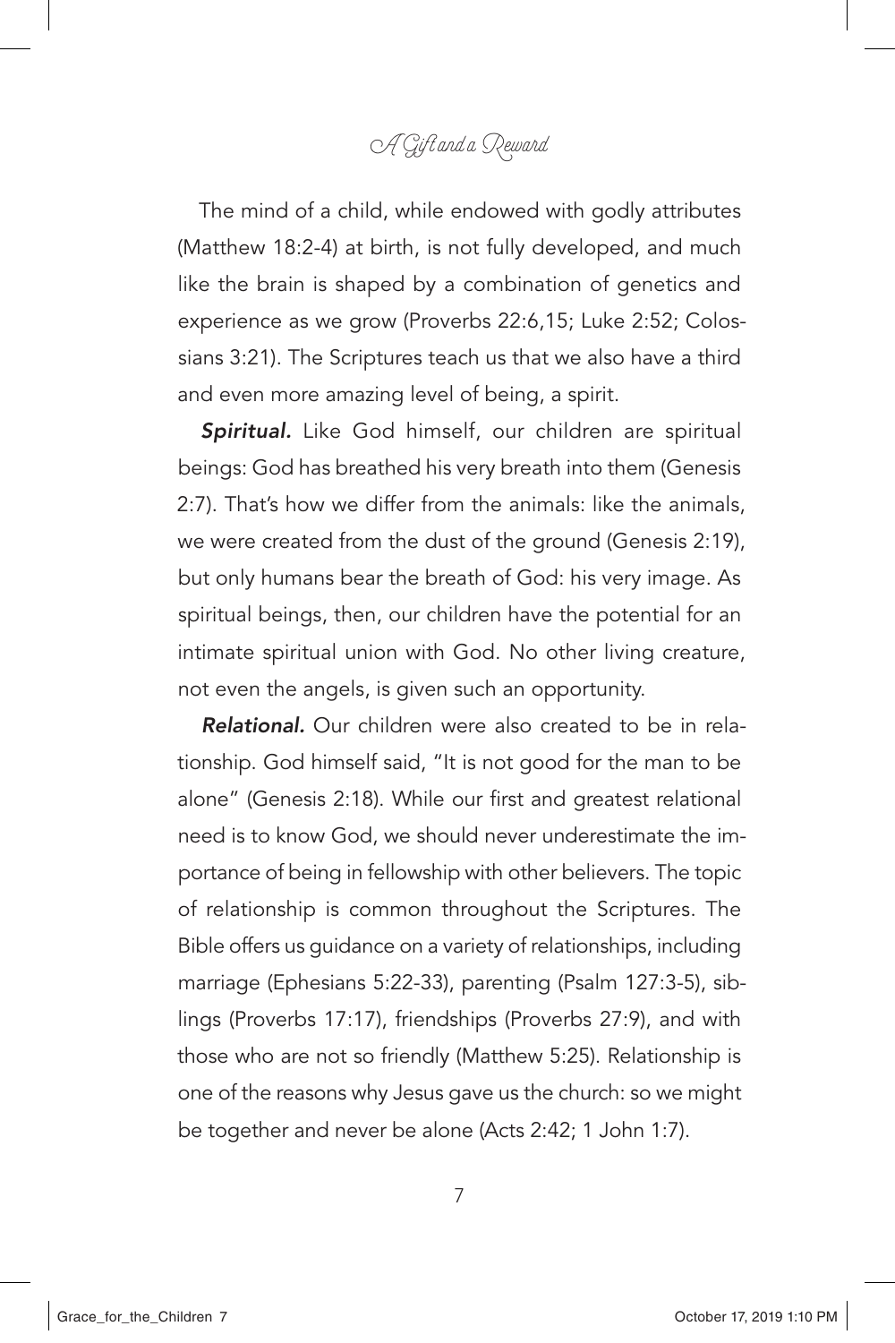The mind of a child, while endowed with godly attributes (Matthew 18:2-4) at birth, is not fully developed, and much like the brain is shaped by a combination of genetics and experience as we grow (Proverbs 22:6,15; Luke 2:52; Colossians 3:21). The Scriptures teach us that we also have a third and even more amazing level of being, a spirit.

***Spiritual.*** Like God himself, our children are spiritual beings: God has breathed his very breath into them (Genesis 2:7). That's how we differ from the animals: like the animals, we were created from the dust of the ground (Genesis 2:19), but only humans bear the breath of God: his very image. As spiritual beings, then, our children have the potential for an intimate spiritual union with God. No other living creature, not even the angels, is given such an opportunity.

***Relational.*** Our children were also created to be in relationship. God himself said, "It is not good for the man to be alone" (Genesis 2:18). While our first and greatest relational need is to know God, we should never underestimate the importance of being in fellowship with other believers. The topic of relationship is common throughout the Scriptures. The Bible offers us guidance on a variety of relationships, including marriage (Ephesians 5:22-33), parenting (Psalm 127:3-5), siblings (Proverbs 17:17), friendships (Proverbs 27:9), and with those who are not so friendly (Matthew 5:25). Relationship is one of the reasons why Jesus gave us the church: so we might be together and never be alone (Acts 2:42; 1 John 1:7).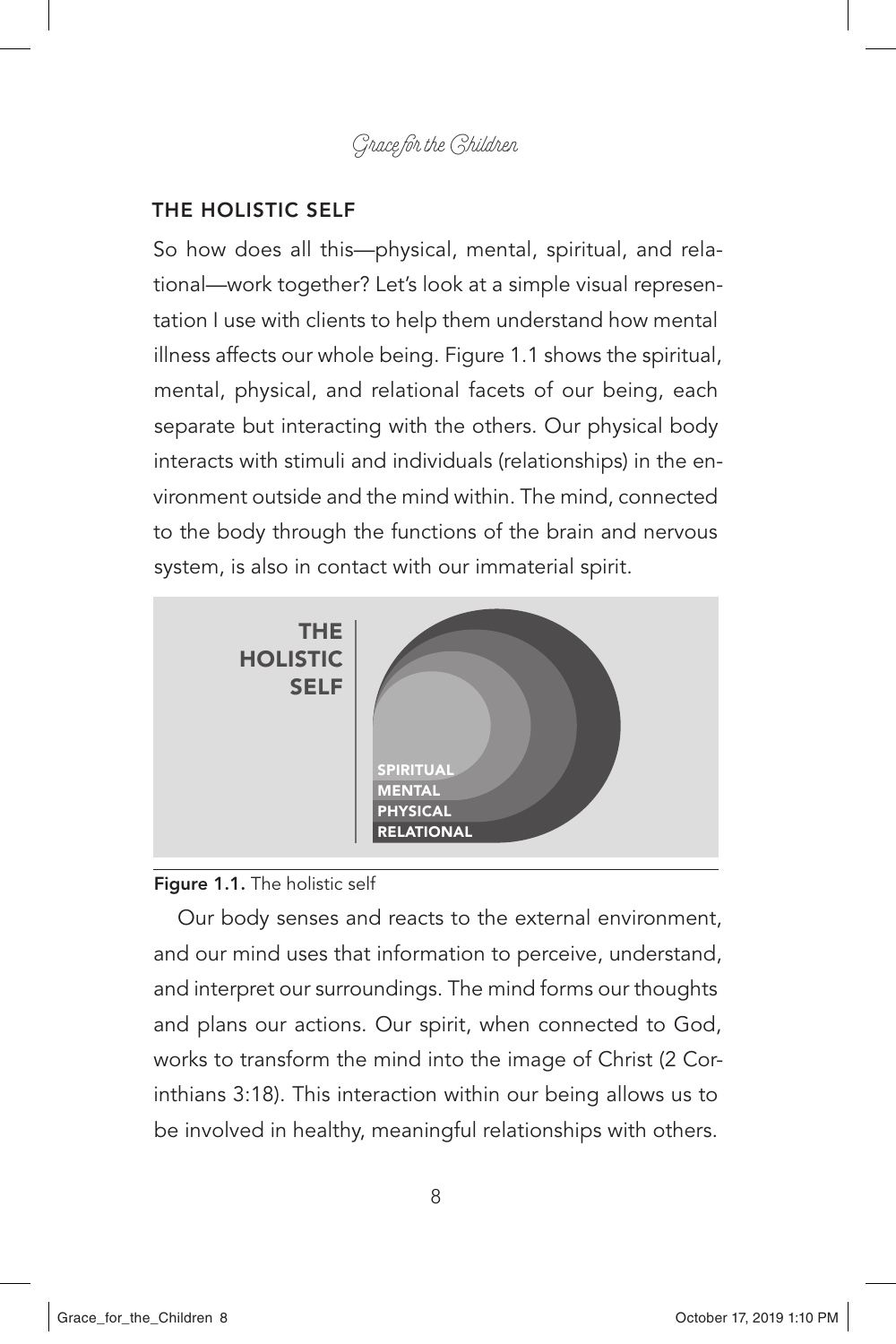## THE HOLISTIC SELF

So how does all this—physical, mental, spiritual, and relational—work together? Let's look at a simple visual representation I use with clients to help them understand how mental illness affects our whole being. Figure 1.1 shows the spiritual, mental, physical, and relational facets of our being, each separate but interacting with the others. Our physical body interacts with stimuli and individuals (relationships) in the environment outside and the mind within. The mind, connected to the body through the functions of the brain and nervous system, is also in contact with our immaterial spirit.

**THE HOLISTIC SELF**

SPIRITUAL
MENTAL
PHYSICAL
RELATIONAL

**Figure 1.1.** The holistic self

Our body senses and reacts to the external environment, and our mind uses that information to perceive, understand, and interpret our surroundings. The mind forms our thoughts and plans our actions. Our spirit, when connected to God, works to transform the mind into the image of Christ (2 Corinthians 3:18). This interaction within our being allows us to be involved in healthy, meaningful relationships with others.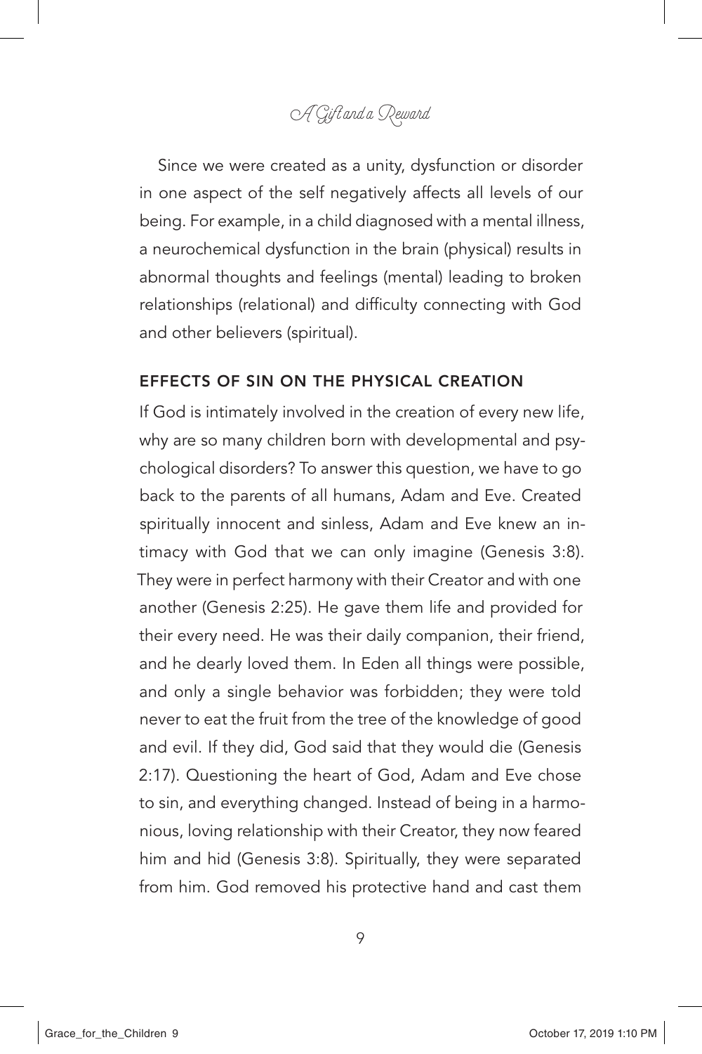Since we were created as a unity, dysfunction or disorder in one aspect of the self negatively affects all levels of our being. For example, in a child diagnosed with a mental illness, a neurochemical dysfunction in the brain (physical) results in abnormal thoughts and feelings (mental) leading to broken relationships (relational) and difficulty connecting with God and other believers (spiritual).

## EFFECTS OF SIN ON THE PHYSICAL CREATION

If God is intimately involved in the creation of every new life, why are so many children born with developmental and psychological disorders? To answer this question, we have to go back to the parents of all humans, Adam and Eve. Created spiritually innocent and sinless, Adam and Eve knew an intimacy with God that we can only imagine (Genesis 3:8). They were in perfect harmony with their Creator and with one another (Genesis 2:25). He gave them life and provided for their every need. He was their daily companion, their friend, and he dearly loved them. In Eden all things were possible, and only a single behavior was forbidden; they were told never to eat the fruit from the tree of the knowledge of good and evil. If they did, God said that they would die (Genesis 2:17). Questioning the heart of God, Adam and Eve chose to sin, and everything changed. Instead of being in a harmonious, loving relationship with their Creator, they now feared him and hid (Genesis 3:8). Spiritually, they were separated from him. God removed his protective hand and cast them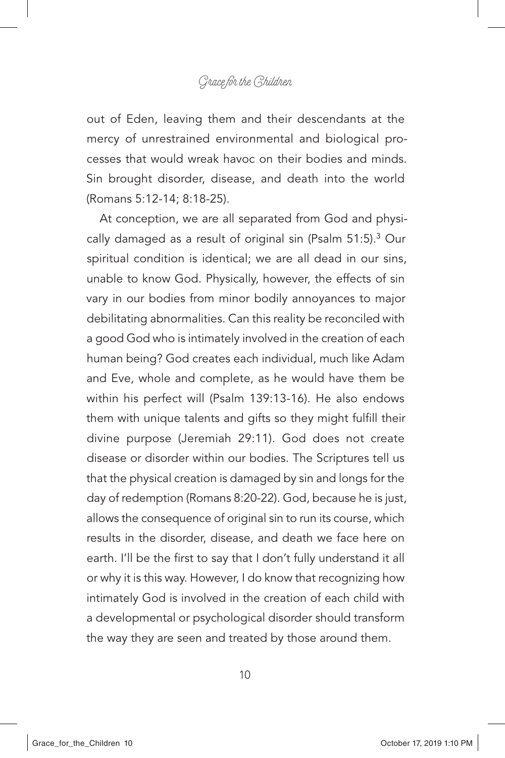out of Eden, leaving them and their descendants at the mercy of unrestrained environmental and biological processes that would wreak havoc on their bodies and minds. Sin brought disorder, disease, and death into the world (Romans 5:12-14; 8:18-25).

At conception, we are all separated from God and physically damaged as a result of original sin (Psalm 51:5).[3] Our spiritual condition is identical; we are all dead in our sins, unable to know God. Physically, however, the effects of sin vary in our bodies from minor bodily annoyances to major debilitating abnormalities. Can this reality be reconciled with a good God who is intimately involved in the creation of each human being? God creates each individual, much like Adam and Eve, whole and complete, as he would have them be within his perfect will (Psalm 139:13-16). He also endows them with unique talents and gifts so they might fulfill their divine purpose (Jeremiah 29:11). God does not create disease or disorder within our bodies. The Scriptures tell us that the physical creation is damaged by sin and longs for the day of redemption (Romans 8:20-22). God, because he is just, allows the consequence of original sin to run its course, which results in the disorder, disease, and death we face here on earth. I'll be the first to say that I don't fully understand it all or why it is this way. However, I do know that recognizing how intimately God is involved in the creation of each child with a developmental or psychological disorder should transform the way they are seen and treated by those around them.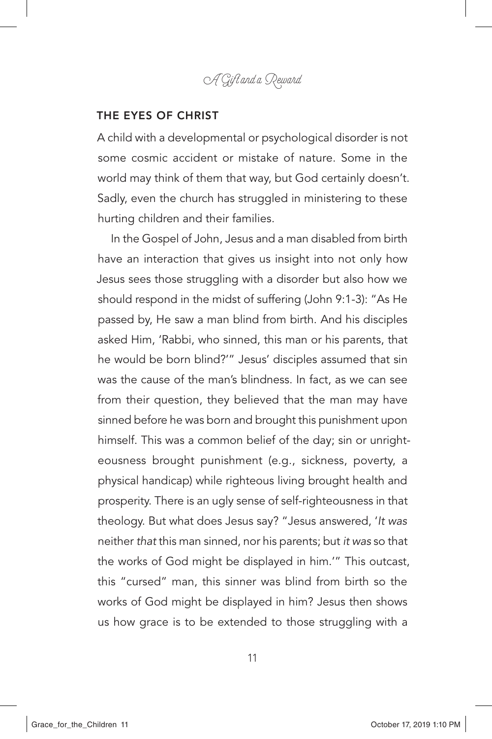## THE EYES OF CHRIST

A child with a developmental or psychological disorder is not some cosmic accident or mistake of nature. Some in the world may think of them that way, but God certainly doesn't. Sadly, even the church has struggled in ministering to these hurting children and their families.

In the Gospel of John, Jesus and a man disabled from birth have an interaction that gives us insight into not only how Jesus sees those struggling with a disorder but also how we should respond in the midst of suffering (John 9:1-3): "As He passed by, He saw a man blind from birth. And his disciples asked Him, 'Rabbi, who sinned, this man or his parents, that he would be born blind?'" Jesus' disciples assumed that sin was the cause of the man's blindness. In fact, as we can see from their question, they believed that the man may have sinned before he was born and brought this punishment upon himself. This was a common belief of the day; sin or unrighteousness brought punishment (e.g., sickness, poverty, a physical handicap) while righteous living brought health and prosperity. There is an ugly sense of self-righteousness in that theology. But what does Jesus say? "Jesus answered, '*It was* neither *that* this man sinned, nor his parents; but *it was* so that the works of God might be displayed in him.'" This outcast, this "cursed" man, this sinner was blind from birth so the works of God might be displayed in him? Jesus then shows us how grace is to be extended to those struggling with a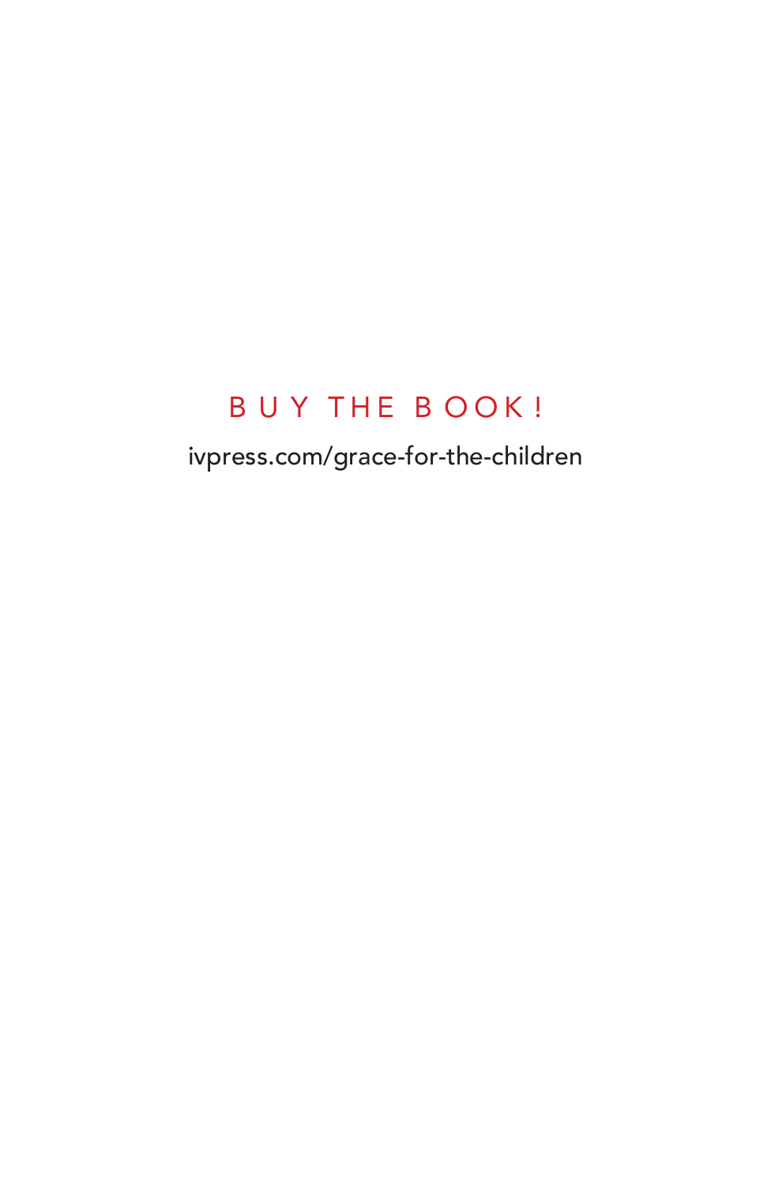BUY THE BOOK!

ivpress.com/grace-for-the-children